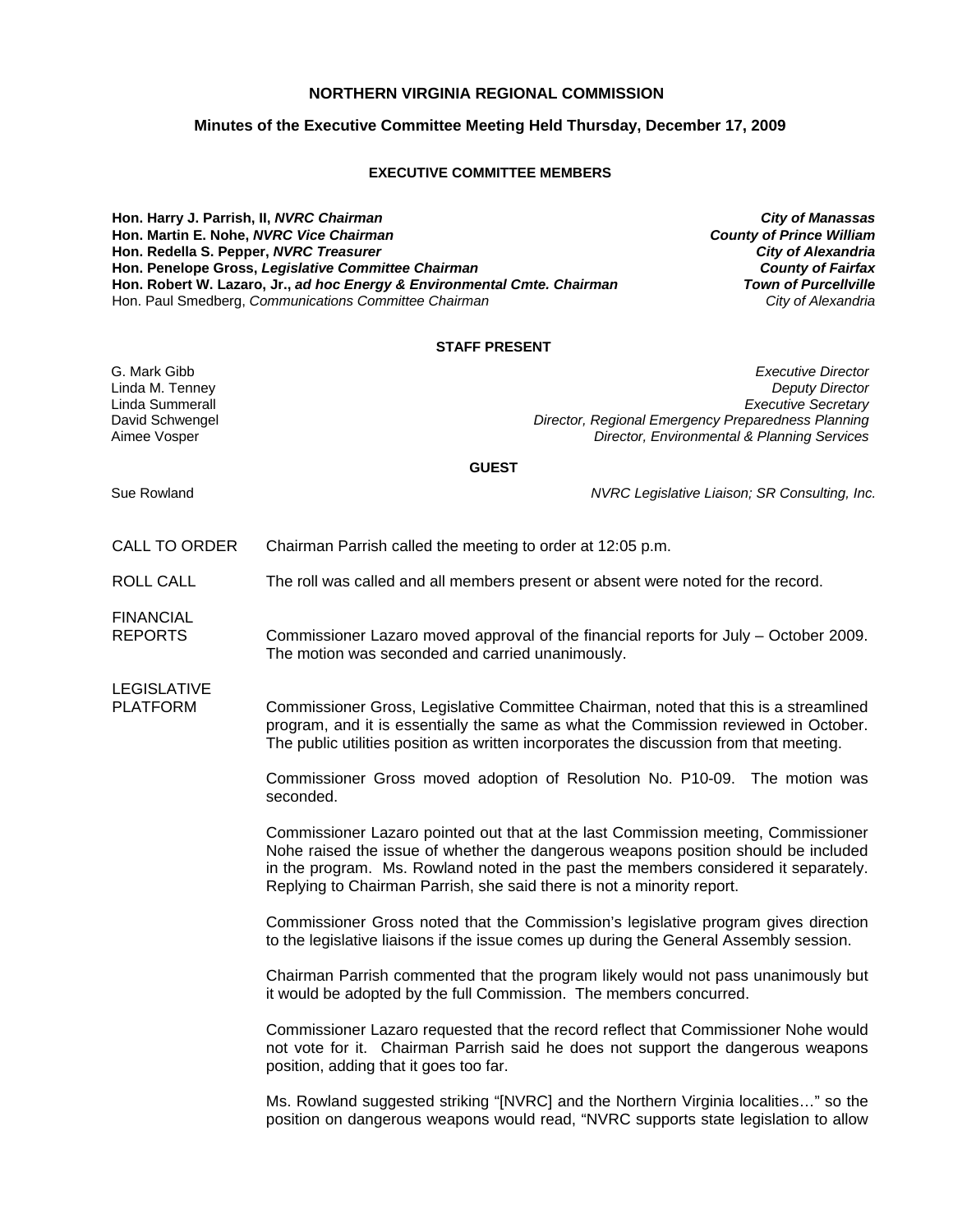# NORTHERN VIRGINIA REGIONAL COMMISSION

## Minutes of the Executive Committee Meeting Held Thursday, December 17, 2009

### EXECUTIVE COMMITTEE MEMBERS

| | |
|---|---|
| **Hon. Harry J. Parrish, II, *NVRC Chairman*** | ***City of Manassas*** |
| **Hon. Martin E. Nohe, *NVRC Vice Chairman*** | ***County of Prince William*** |
| **Hon. Redella S. Pepper, *NVRC Treasurer*** | ***City of Alexandria*** |
| **Hon. Penelope Gross, *Legislative Committee Chairman*** | ***County of Fairfax*** |
| **Hon. Robert W. Lazaro, Jr., *ad hoc Energy & Environmental Cmte. Chairman*** | ***Town of Purcellville*** |
| Hon. Paul Smedberg, *Communications Committee Chairman* | *City of Alexandria* |

### STAFF PRESENT

| | |
|---|---|
| G. Mark Gibb | *Executive Director* |
| Linda M. Tenney | *Deputy Director* |
| Linda Summerall | *Executive Secretary* |
| David Schwengel | *Director, Regional Emergency Preparedness Planning* |
| Aimee Vosper | *Director, Environmental & Planning Services* |

### GUEST

| | |
|---|---|
| Sue Rowland | *NVRC Legislative Liaison; SR Consulting, Inc.* |

CALL TO ORDER

Chairman Parrish called the meeting to order at 12:05 p.m.

ROLL CALL

The roll was called and all members present or absent were noted for the record.

FINANCIAL REPORTS

Commissioner Lazaro moved approval of the financial reports for July – October 2009. The motion was seconded and carried unanimously.

LEGISLATIVE PLATFORM

Commissioner Gross, Legislative Committee Chairman, noted that this is a streamlined program, and it is essentially the same as what the Commission reviewed in October. The public utilities position as written incorporates the discussion from that meeting.

Commissioner Gross moved adoption of Resolution No. P10-09. The motion was seconded.

Commissioner Lazaro pointed out that at the last Commission meeting, Commissioner Nohe raised the issue of whether the dangerous weapons position should be included in the program. Ms. Rowland noted in the past the members considered it separately. Replying to Chairman Parrish, she said there is not a minority report.

Commissioner Gross noted that the Commission's legislative program gives direction to the legislative liaisons if the issue comes up during the General Assembly session.

Chairman Parrish commented that the program likely would not pass unanimously but it would be adopted by the full Commission. The members concurred.

Commissioner Lazaro requested that the record reflect that Commissioner Nohe would not vote for it. Chairman Parrish said he does not support the dangerous weapons position, adding that it goes too far.

Ms. Rowland suggested striking "[NVRC] and the Northern Virginia localities…" so the position on dangerous weapons would read, "NVRC supports state legislation to allow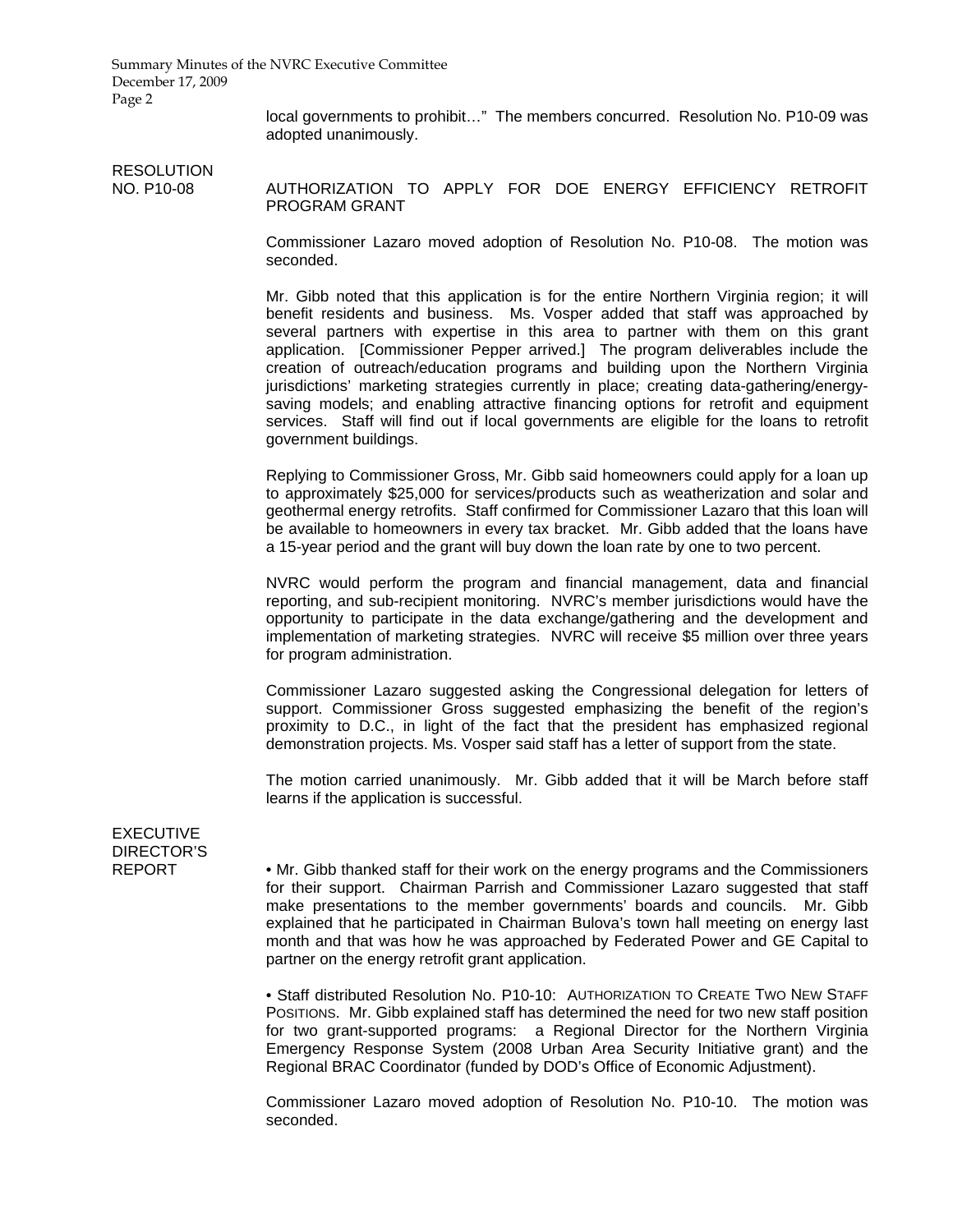local governments to prohibit…" The members concurred. Resolution No. P10-09 was adopted unanimously.

**RESOLUTION NO. P10-08** — AUTHORIZATION TO APPLY FOR DOE ENERGY EFFICIENCY RETROFIT PROGRAM GRANT

Commissioner Lazaro moved adoption of Resolution No. P10-08. The motion was seconded.

Mr. Gibb noted that this application is for the entire Northern Virginia region; it will benefit residents and business. Ms. Vosper added that staff was approached by several partners with expertise in this area to partner with them on this grant application. [Commissioner Pepper arrived.] The program deliverables include the creation of outreach/education programs and building upon the Northern Virginia jurisdictions' marketing strategies currently in place; creating data-gathering/energy-saving models; and enabling attractive financing options for retrofit and equipment services. Staff will find out if local governments are eligible for the loans to retrofit government buildings.

Replying to Commissioner Gross, Mr. Gibb said homeowners could apply for a loan up to approximately $25,000 for services/products such as weatherization and solar and geothermal energy retrofits. Staff confirmed for Commissioner Lazaro that this loan will be available to homeowners in every tax bracket. Mr. Gibb added that the loans have a 15-year period and the grant will buy down the loan rate by one to two percent.

NVRC would perform the program and financial management, data and financial reporting, and sub-recipient monitoring. NVRC's member jurisdictions would have the opportunity to participate in the data exchange/gathering and the development and implementation of marketing strategies. NVRC will receive $5 million over three years for program administration.

Commissioner Lazaro suggested asking the Congressional delegation for letters of support. Commissioner Gross suggested emphasizing the benefit of the region's proximity to D.C., in light of the fact that the president has emphasized regional demonstration projects. Ms. Vosper said staff has a letter of support from the state.

The motion carried unanimously. Mr. Gibb added that it will be March before staff learns if the application is successful.

**EXECUTIVE DIRECTOR'S REPORT**

- Mr. Gibb thanked staff for their work on the energy programs and the Commissioners for their support. Chairman Parrish and Commissioner Lazaro suggested that staff make presentations to the member governments' boards and councils. Mr. Gibb explained that he participated in Chairman Bulova's town hall meeting on energy last month and that was how he was approached by Federated Power and GE Capital to partner on the energy retrofit grant application.

- Staff distributed Resolution No. P10-10: AUTHORIZATION TO CREATE TWO NEW STAFF POSITIONS. Mr. Gibb explained staff has determined the need for two new staff position for two grant-supported programs: a Regional Director for the Northern Virginia Emergency Response System (2008 Urban Area Security Initiative grant) and the Regional BRAC Coordinator (funded by DOD's Office of Economic Adjustment).

Commissioner Lazaro moved adoption of Resolution No. P10-10. The motion was seconded.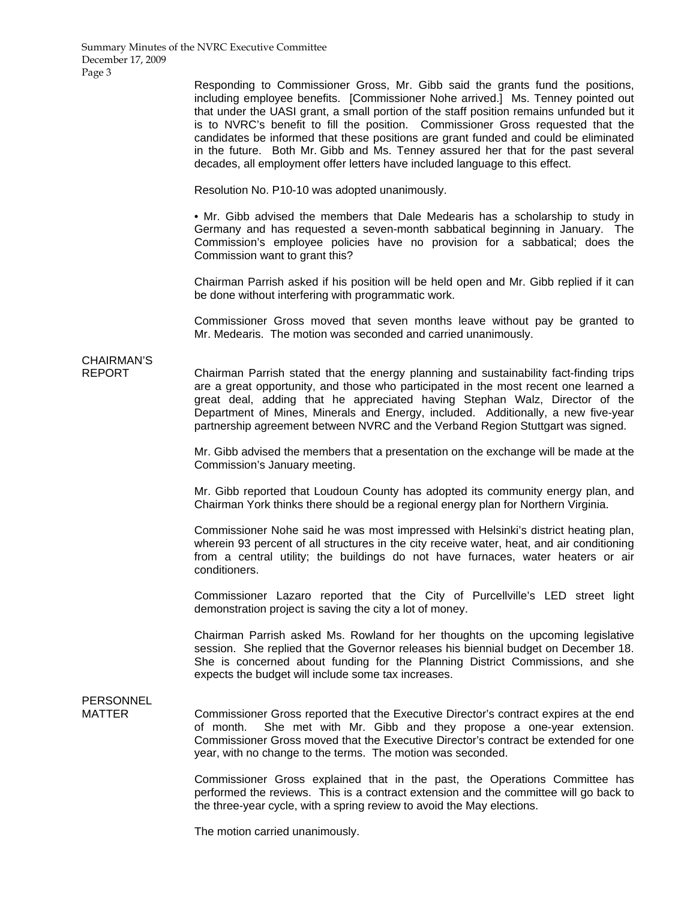Responding to Commissioner Gross, Mr. Gibb said the grants fund the positions, including employee benefits. [Commissioner Nohe arrived.] Ms. Tenney pointed out that under the UASI grant, a small portion of the staff position remains unfunded but it is to NVRC's benefit to fill the position. Commissioner Gross requested that the candidates be informed that these positions are grant funded and could be eliminated in the future. Both Mr. Gibb and Ms. Tenney assured her that for the past several decades, all employment offer letters have included language to this effect.

Resolution No. P10-10 was adopted unanimously.

• Mr. Gibb advised the members that Dale Medearis has a scholarship to study in Germany and has requested a seven-month sabbatical beginning in January. The Commission's employee policies have no provision for a sabbatical; does the Commission want to grant this?

Chairman Parrish asked if his position will be held open and Mr. Gibb replied if it can be done without interfering with programmatic work.

Commissioner Gross moved that seven months leave without pay be granted to Mr. Medearis. The motion was seconded and carried unanimously.

## CHAIRMAN'S REPORT

Chairman Parrish stated that the energy planning and sustainability fact-finding trips are a great opportunity, and those who participated in the most recent one learned a great deal, adding that he appreciated having Stephan Walz, Director of the Department of Mines, Minerals and Energy, included. Additionally, a new five-year partnership agreement between NVRC and the Verband Region Stuttgart was signed.

Mr. Gibb advised the members that a presentation on the exchange will be made at the Commission's January meeting.

Mr. Gibb reported that Loudoun County has adopted its community energy plan, and Chairman York thinks there should be a regional energy plan for Northern Virginia.

Commissioner Nohe said he was most impressed with Helsinki's district heating plan, wherein 93 percent of all structures in the city receive water, heat, and air conditioning from a central utility; the buildings do not have furnaces, water heaters or air conditioners.

Commissioner Lazaro reported that the City of Purcellville's LED street light demonstration project is saving the city a lot of money.

Chairman Parrish asked Ms. Rowland for her thoughts on the upcoming legislative session. She replied that the Governor releases his biennial budget on December 18. She is concerned about funding for the Planning District Commissions, and she expects the budget will include some tax increases.

## PERSONNEL MATTER

Commissioner Gross reported that the Executive Director's contract expires at the end of month. She met with Mr. Gibb and they propose a one-year extension. Commissioner Gross moved that the Executive Director's contract be extended for one year, with no change to the terms. The motion was seconded.

Commissioner Gross explained that in the past, the Operations Committee has performed the reviews. This is a contract extension and the committee will go back to the three-year cycle, with a spring review to avoid the May elections.

The motion carried unanimously.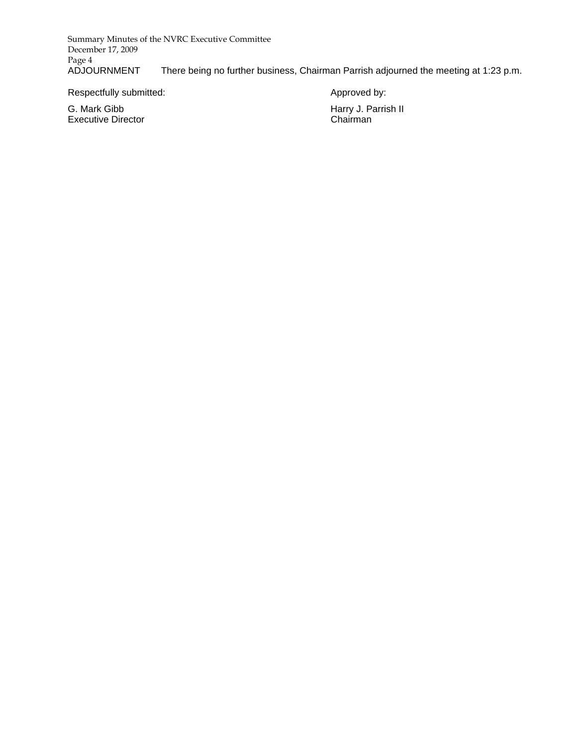ADJOURNMENT There being no further business, Chairman Parrish adjourned the meeting at 1:23 p.m.

Respectfully submitted:

G. Mark Gibb
Executive Director

Approved by:

Harry J. Parrish II
Chairman